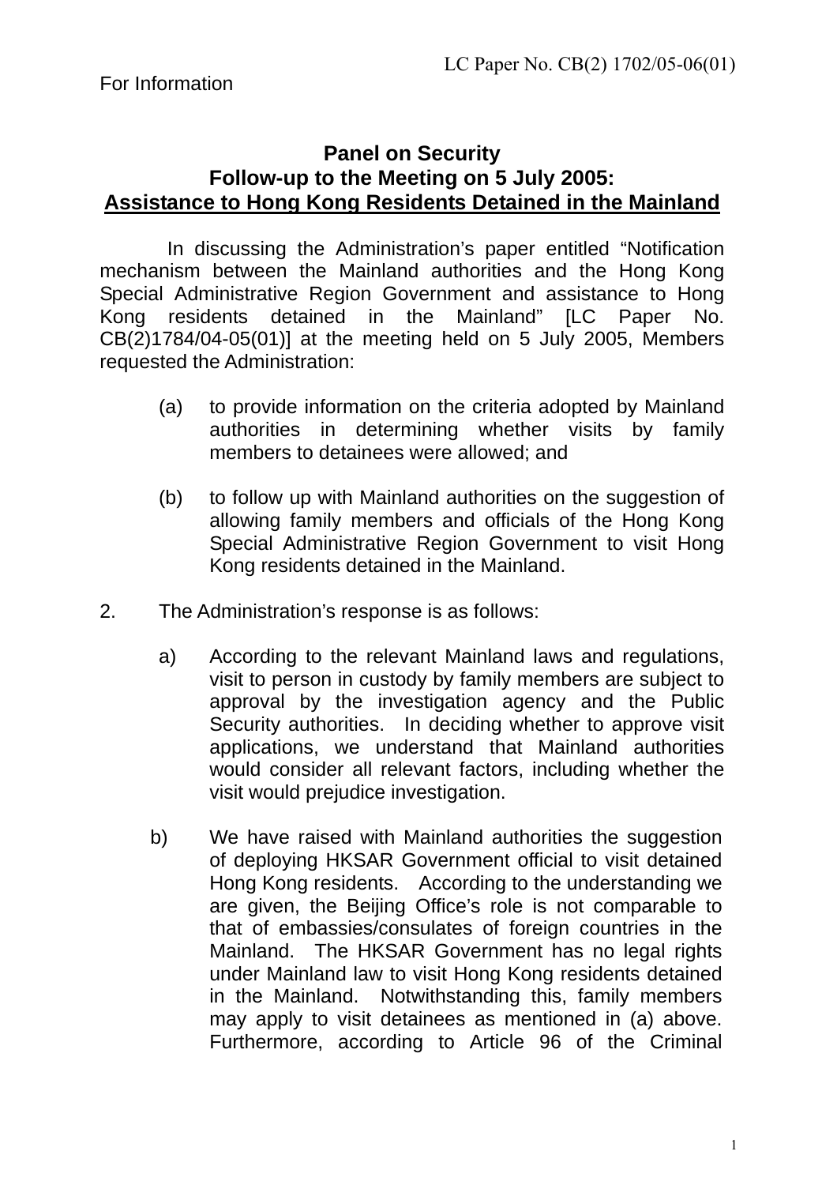LC Paper No. CB(2) 1702/05-06(01)

For Information

# Panel on Security
## Follow-up to the Meeting on 5 July 2005:
## Assistance to Hong Kong Residents Detained in the Mainland

In discussing the Administration's paper entitled "Notification mechanism between the Mainland authorities and the Hong Kong Special Administrative Region Government and assistance to Hong Kong residents detained in the Mainland" [LC Paper No. CB(2)1784/04-05(01)] at the meeting held on 5 July 2005, Members requested the Administration:

(a) to provide information on the criteria adopted by Mainland authorities in determining whether visits by family members to detainees were allowed; and

(b) to follow up with Mainland authorities on the suggestion of allowing family members and officials of the Hong Kong Special Administrative Region Government to visit Hong Kong residents detained in the Mainland.

2. The Administration's response is as follows:

a) According to the relevant Mainland laws and regulations, visit to person in custody by family members are subject to approval by the investigation agency and the Public Security authorities. In deciding whether to approve visit applications, we understand that Mainland authorities would consider all relevant factors, including whether the visit would prejudice investigation.

b) We have raised with Mainland authorities the suggestion of deploying HKSAR Government official to visit detained Hong Kong residents. According to the understanding we are given, the Beijing Office's role is not comparable to that of embassies/consulates of foreign countries in the Mainland. The HKSAR Government has no legal rights under Mainland law to visit Hong Kong residents detained in the Mainland. Notwithstanding this, family members may apply to visit detainees as mentioned in (a) above. Furthermore, according to Article 96 of the Criminal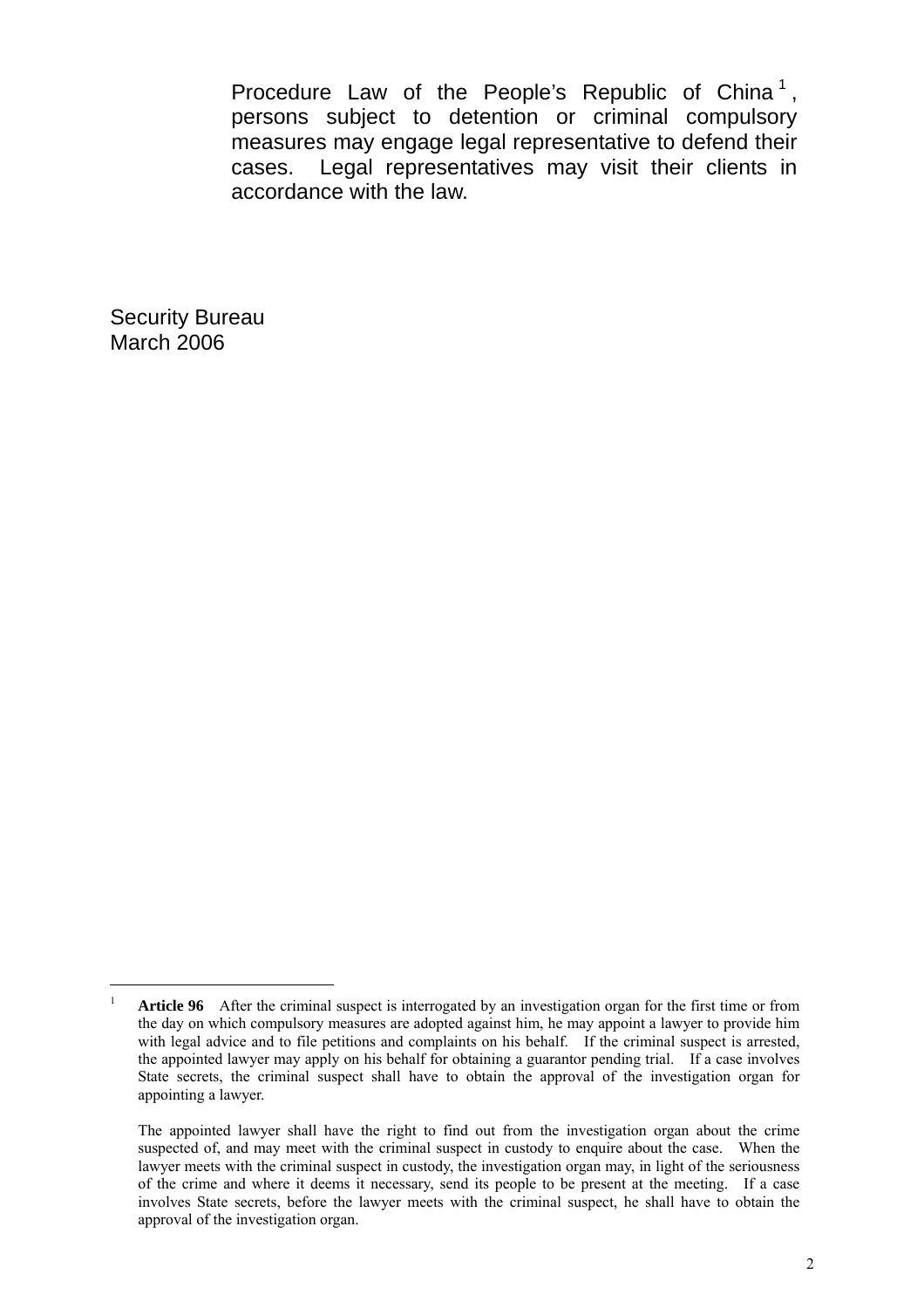Procedure Law of the People's Republic of China[1], persons subject to detention or criminal compulsory measures may engage legal representative to defend their cases. Legal representatives may visit their clients in accordance with the law.

Security Bureau
March 2006

---

[1] **Article 96** After the criminal suspect is interrogated by an investigation organ for the first time or from the day on which compulsory measures are adopted against him, he may appoint a lawyer to provide him with legal advice and to file petitions and complaints on his behalf. If the criminal suspect is arrested, the appointed lawyer may apply on his behalf for obtaining a guarantor pending trial. If a case involves State secrets, the criminal suspect shall have to obtain the approval of the investigation organ for appointing a lawyer.

The appointed lawyer shall have the right to find out from the investigation organ about the crime suspected of, and may meet with the criminal suspect in custody to enquire about the case. When the lawyer meets with the criminal suspect in custody, the investigation organ may, in light of the seriousness of the crime and where it deems it necessary, send its people to be present at the meeting. If a case involves State secrets, before the lawyer meets with the criminal suspect, he shall have to obtain the approval of the investigation organ.